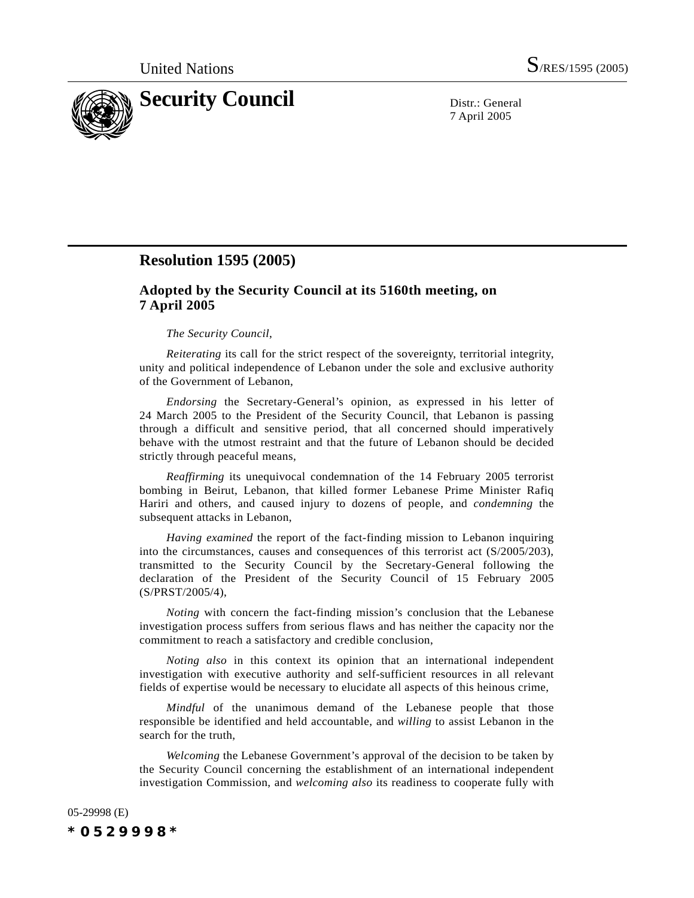United Nations S/RES/1595 (2005)

# Security Council

Distr.: General
7 April 2005

## Resolution 1595 (2005)

### Adopted by the Security Council at its 5160th meeting, on 7 April 2005

*The Security Council*,

*Reiterating* its call for the strict respect of the sovereignty, territorial integrity, unity and political independence of Lebanon under the sole and exclusive authority of the Government of Lebanon,

*Endorsing* the Secretary-General's opinion, as expressed in his letter of 24 March 2005 to the President of the Security Council, that Lebanon is passing through a difficult and sensitive period, that all concerned should imperatively behave with the utmost restraint and that the future of Lebanon should be decided strictly through peaceful means,

*Reaffirming* its unequivocal condemnation of the 14 February 2005 terrorist bombing in Beirut, Lebanon, that killed former Lebanese Prime Minister Rafiq Hariri and others, and caused injury to dozens of people, and *condemning* the subsequent attacks in Lebanon,

*Having examined* the report of the fact-finding mission to Lebanon inquiring into the circumstances, causes and consequences of this terrorist act (S/2005/203), transmitted to the Security Council by the Secretary-General following the declaration of the President of the Security Council of 15 February 2005 (S/PRST/2005/4),

*Noting* with concern the fact-finding mission's conclusion that the Lebanese investigation process suffers from serious flaws and has neither the capacity nor the commitment to reach a satisfactory and credible conclusion,

*Noting also* in this context its opinion that an international independent investigation with executive authority and self-sufficient resources in all relevant fields of expertise would be necessary to elucidate all aspects of this heinous crime,

*Mindful* of the unanimous demand of the Lebanese people that those responsible be identified and held accountable, and *willing* to assist Lebanon in the search for the truth,

*Welcoming* the Lebanese Government's approval of the decision to be taken by the Security Council concerning the establishment of an international independent investigation Commission, and *welcoming also* its readiness to cooperate fully with

05-29998 (E)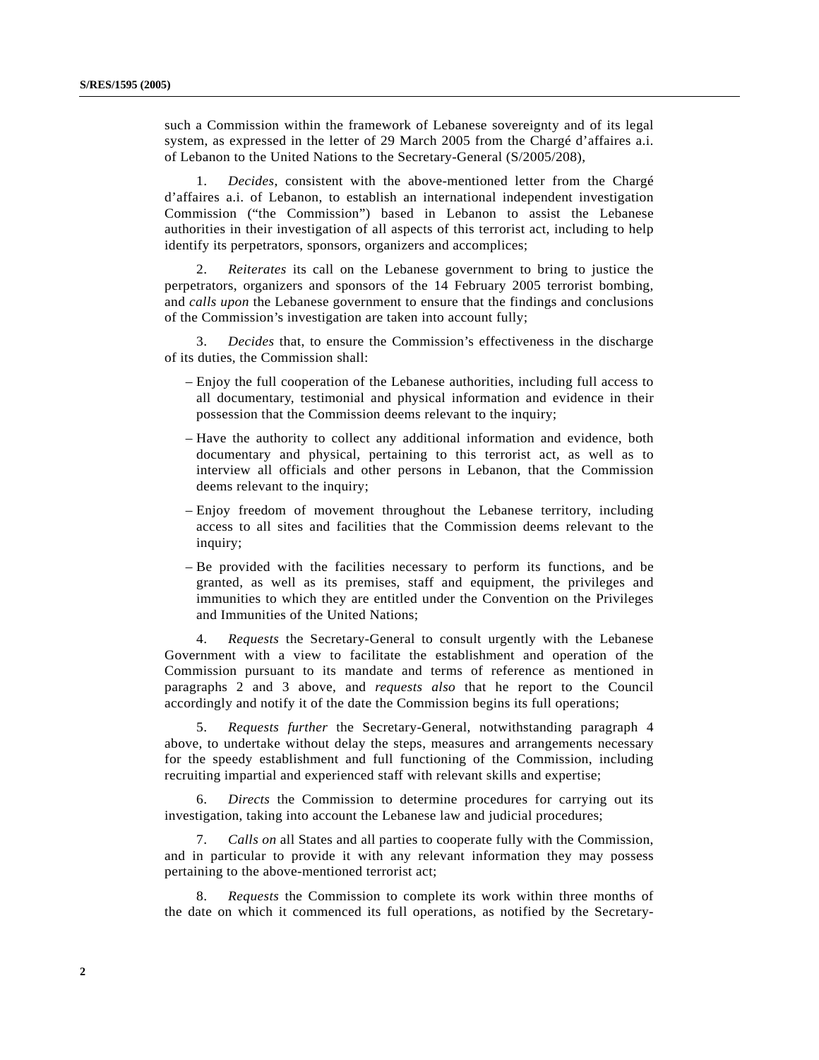such a Commission within the framework of Lebanese sovereignty and of its legal system, as expressed in the letter of 29 March 2005 from the Chargé d'affaires a.i. of Lebanon to the United Nations to the Secretary-General (S/2005/208),

1. *Decides*, consistent with the above-mentioned letter from the Chargé d'affaires a.i. of Lebanon, to establish an international independent investigation Commission ("the Commission") based in Lebanon to assist the Lebanese authorities in their investigation of all aspects of this terrorist act, including to help identify its perpetrators, sponsors, organizers and accomplices;

2. *Reiterates* its call on the Lebanese government to bring to justice the perpetrators, organizers and sponsors of the 14 February 2005 terrorist bombing, and *calls upon* the Lebanese government to ensure that the findings and conclusions of the Commission's investigation are taken into account fully;

3. *Decides* that, to ensure the Commission's effectiveness in the discharge of its duties, the Commission shall:

– Enjoy the full cooperation of the Lebanese authorities, including full access to all documentary, testimonial and physical information and evidence in their possession that the Commission deems relevant to the inquiry;

– Have the authority to collect any additional information and evidence, both documentary and physical, pertaining to this terrorist act, as well as to interview all officials and other persons in Lebanon, that the Commission deems relevant to the inquiry;

– Enjoy freedom of movement throughout the Lebanese territory, including access to all sites and facilities that the Commission deems relevant to the inquiry;

– Be provided with the facilities necessary to perform its functions, and be granted, as well as its premises, staff and equipment, the privileges and immunities to which they are entitled under the Convention on the Privileges and Immunities of the United Nations;

4. *Requests* the Secretary-General to consult urgently with the Lebanese Government with a view to facilitate the establishment and operation of the Commission pursuant to its mandate and terms of reference as mentioned in paragraphs 2 and 3 above, and *requests also* that he report to the Council accordingly and notify it of the date the Commission begins its full operations;

5. *Requests further* the Secretary-General, notwithstanding paragraph 4 above, to undertake without delay the steps, measures and arrangements necessary for the speedy establishment and full functioning of the Commission, including recruiting impartial and experienced staff with relevant skills and expertise;

6. *Directs* the Commission to determine procedures for carrying out its investigation, taking into account the Lebanese law and judicial procedures;

7. *Calls on* all States and all parties to cooperate fully with the Commission, and in particular to provide it with any relevant information they may possess pertaining to the above-mentioned terrorist act;

8. *Requests* the Commission to complete its work within three months of the date on which it commenced its full operations, as notified by the Secretary-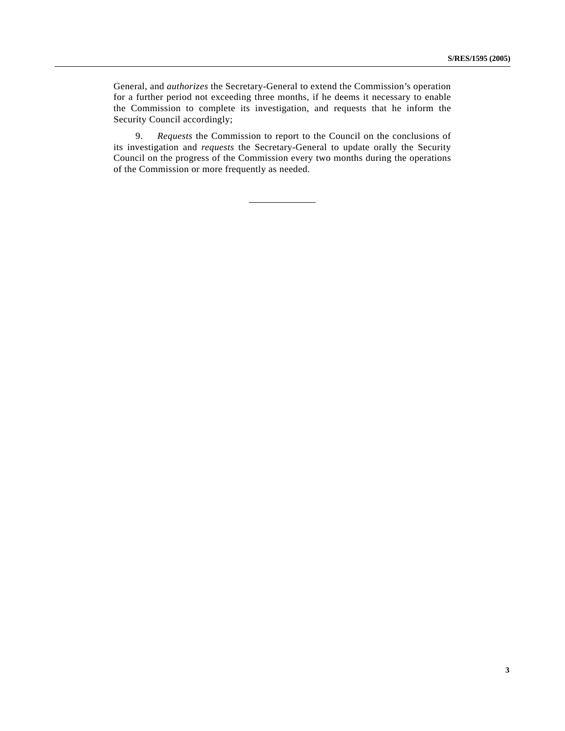General, and *authorizes* the Secretary-General to extend the Commission's operation for a further period not exceeding three months, if he deems it necessary to enable the Commission to complete its investigation, and requests that he inform the Security Council accordingly;

9. *Requests* the Commission to report to the Council on the conclusions of its investigation and *requests* the Secretary-General to update orally the Security Council on the progress of the Commission every two months during the operations of the Commission or more frequently as needed.